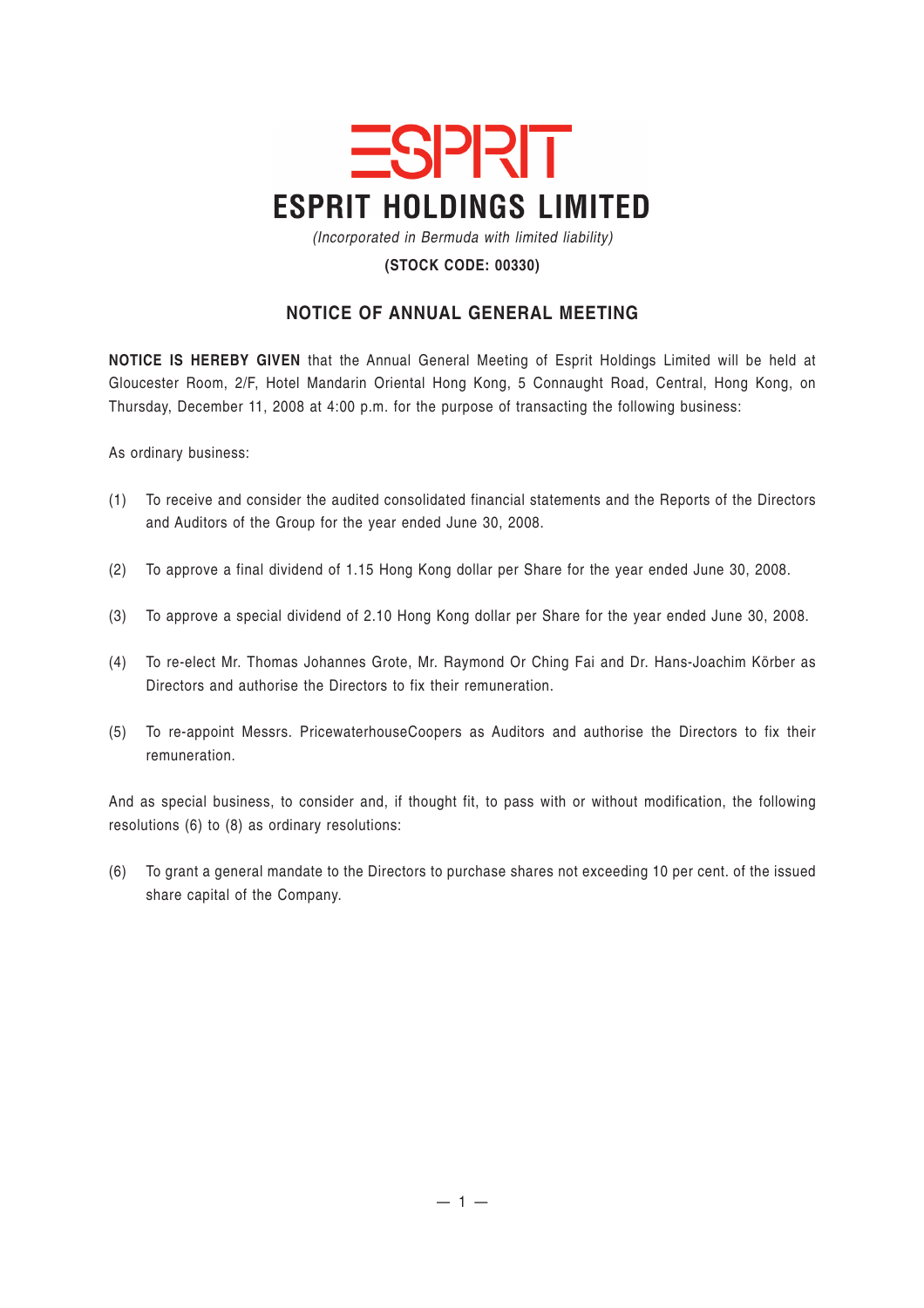# ESPRIT

# ESPRIT HOLDINGS LIMITED

*(Incorporated in Bermuda with limited liability)*

**(STOCK CODE: 00330)**

## NOTICE OF ANNUAL GENERAL MEETING

**NOTICE IS HEREBY GIVEN** that the Annual General Meeting of Esprit Holdings Limited will be held at Gloucester Room, 2/F, Hotel Mandarin Oriental Hong Kong, 5 Connaught Road, Central, Hong Kong, on Thursday, December 11, 2008 at 4:00 p.m. for the purpose of transacting the following business:

As ordinary business:

(1) To receive and consider the audited consolidated financial statements and the Reports of the Directors and Auditors of the Group for the year ended June 30, 2008.

(2) To approve a final dividend of 1.15 Hong Kong dollar per Share for the year ended June 30, 2008.

(3) To approve a special dividend of 2.10 Hong Kong dollar per Share for the year ended June 30, 2008.

(4) To re-elect Mr. Thomas Johannes Grote, Mr. Raymond Or Ching Fai and Dr. Hans-Joachim Körber as Directors and authorise the Directors to fix their remuneration.

(5) To re-appoint Messrs. PricewaterhouseCoopers as Auditors and authorise the Directors to fix their remuneration.

And as special business, to consider and, if thought fit, to pass with or without modification, the following resolutions (6) to (8) as ordinary resolutions:

(6) To grant a general mandate to the Directors to purchase shares not exceeding 10 per cent. of the issued share capital of the Company.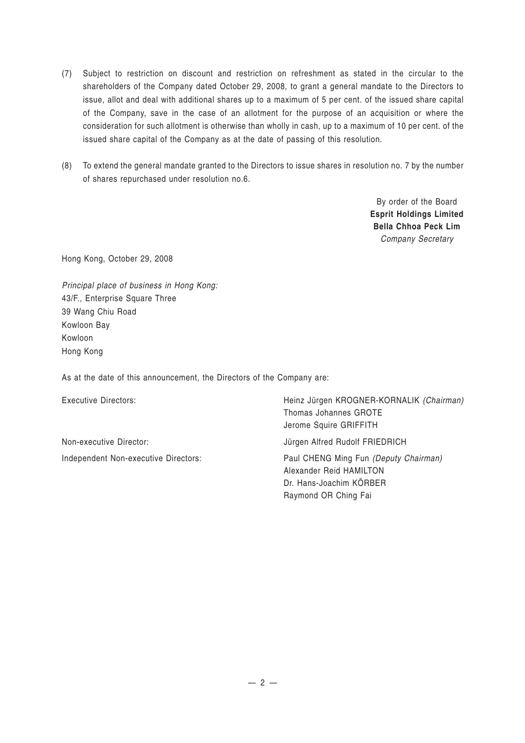(7) Subject to restriction on discount and restriction on refreshment as stated in the circular to the shareholders of the Company dated October 29, 2008, to grant a general mandate to the Directors to issue, allot and deal with additional shares up to a maximum of 5 per cent. of the issued share capital of the Company, save in the case of an allotment for the purpose of an acquisition or where the consideration for such allotment is otherwise than wholly in cash, up to a maximum of 10 per cent. of the issued share capital of the Company as at the date of passing of this resolution.

(8) To extend the general mandate granted to the Directors to issue shares in resolution no. 7 by the number of shares repurchased under resolution no.6.

By order of the Board
**Esprit Holdings Limited**
**Bella Chhoa Peck Lim**
*Company Secretary*

Hong Kong, October 29, 2008

*Principal place of business in Hong Kong:*
43/F., Enterprise Square Three
39 Wang Chiu Road
Kowloon Bay
Kowloon
Hong Kong

As at the date of this announcement, the Directors of the Company are:

| | |
|---|---|
| Executive Directors: | Heinz Jürgen KROGNER-KORNALIK *(Chairman)*<br>Thomas Johannes GROTE<br>Jerome Squire GRIFFITH |
| Non-executive Director: | Jürgen Alfred Rudolf FRIEDRICH |
| Independent Non-executive Directors: | Paul CHENG Ming Fun *(Deputy Chairman)*<br>Alexander Reid HAMILTON<br>Dr. Hans-Joachim KÖRBER<br>Raymond OR Ching Fai |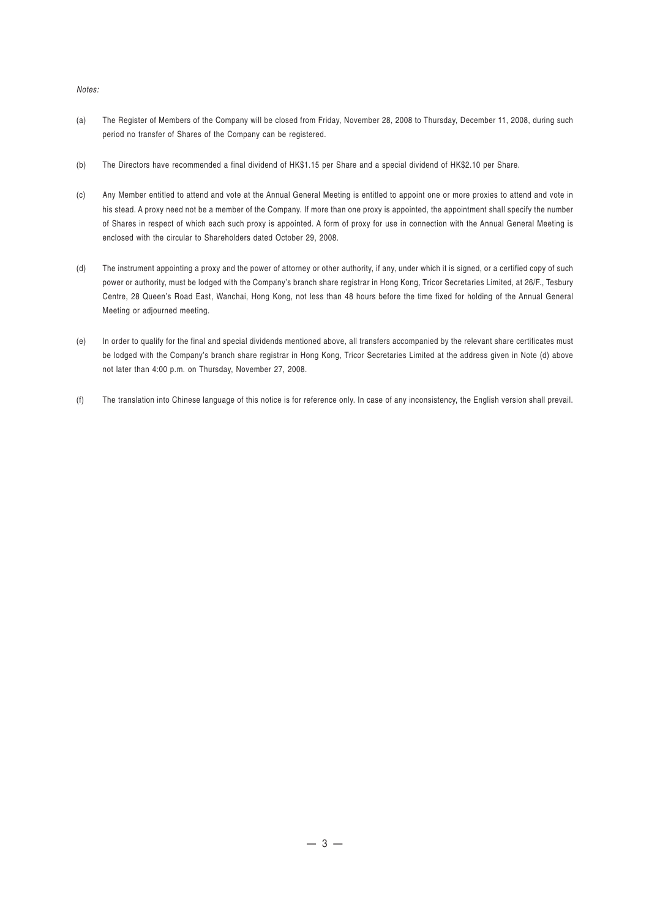*Notes:*

(a) The Register of Members of the Company will be closed from Friday, November 28, 2008 to Thursday, December 11, 2008, during such period no transfer of Shares of the Company can be registered.

(b) The Directors have recommended a final dividend of HK$1.15 per Share and a special dividend of HK$2.10 per Share.

(c) Any Member entitled to attend and vote at the Annual General Meeting is entitled to appoint one or more proxies to attend and vote in his stead. A proxy need not be a member of the Company. If more than one proxy is appointed, the appointment shall specify the number of Shares in respect of which each such proxy is appointed. A form of proxy for use in connection with the Annual General Meeting is enclosed with the circular to Shareholders dated October 29, 2008.

(d) The instrument appointing a proxy and the power of attorney or other authority, if any, under which it is signed, or a certified copy of such power or authority, must be lodged with the Company's branch share registrar in Hong Kong, Tricor Secretaries Limited, at 26/F., Tesbury Centre, 28 Queen's Road East, Wanchai, Hong Kong, not less than 48 hours before the time fixed for holding of the Annual General Meeting or adjourned meeting.

(e) In order to qualify for the final and special dividends mentioned above, all transfers accompanied by the relevant share certificates must be lodged with the Company's branch share registrar in Hong Kong, Tricor Secretaries Limited at the address given in Note (d) above not later than 4:00 p.m. on Thursday, November 27, 2008.

(f) The translation into Chinese language of this notice is for reference only. In case of any inconsistency, the English version shall prevail.